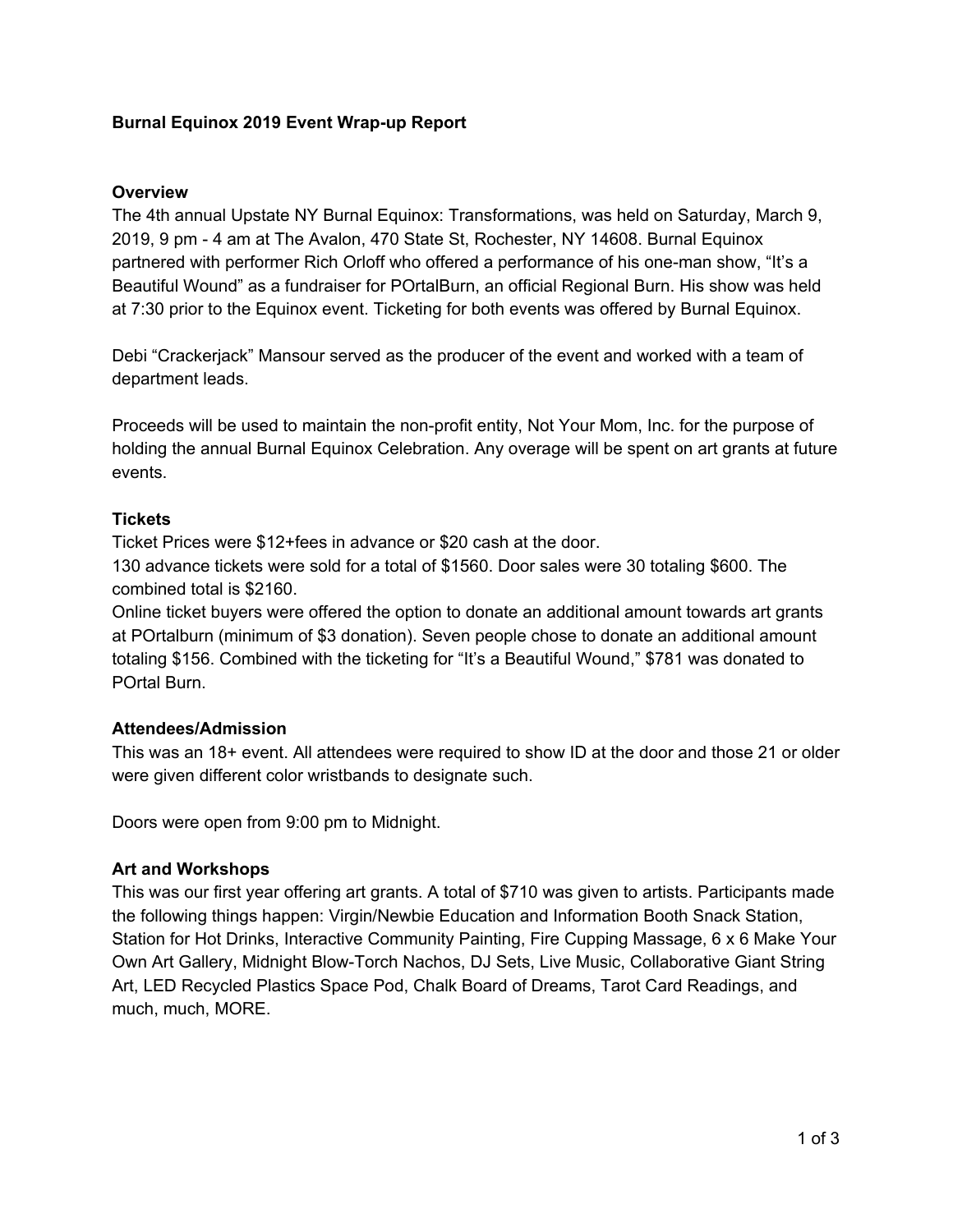**Burnal Equinox 2019 Event Wrap-up Report**

**Overview**

The 4th annual Upstate NY Burnal Equinox: Transformations, was held on Saturday, March 9, 2019, 9 pm - 4 am at The Avalon, 470 State St, Rochester, NY 14608. Burnal Equinox partnered with performer Rich Orloff who offered a performance of his one-man show, "It's a Beautiful Wound" as a fundraiser for POrtalBurn, an official Regional Burn. His show was held at 7:30 prior to the Equinox event. Ticketing for both events was offered by Burnal Equinox.

Debi "Crackerjack" Mansour served as the producer of the event and worked with a team of department leads.

Proceeds will be used to maintain the non-profit entity, Not Your Mom, Inc. for the purpose of holding the annual Burnal Equinox Celebration. Any overage will be spent on art grants at future events.

**Tickets**

Ticket Prices were $12+fees in advance or $20 cash at the door.
130 advance tickets were sold for a total of $1560. Door sales were 30 totaling $600. The combined total is $2160.
Online ticket buyers were offered the option to donate an additional amount towards art grants at POrtalburn (minimum of $3 donation). Seven people chose to donate an additional amount totaling $156. Combined with the ticketing for "It's a Beautiful Wound," $781 was donated to POrtal Burn.

**Attendees/Admission**

This was an 18+ event. All attendees were required to show ID at the door and those 21 or older were given different color wristbands to designate such.

Doors were open from 9:00 pm to Midnight.

**Art and Workshops**

This was our first year offering art grants. A total of $710 was given to artists. Participants made the following things happen: Virgin/Newbie Education and Information Booth Snack Station, Station for Hot Drinks, Interactive Community Painting, Fire Cupping Massage, 6 x 6 Make Your Own Art Gallery, Midnight Blow-Torch Nachos, DJ Sets, Live Music, Collaborative Giant String Art, LED Recycled Plastics Space Pod, Chalk Board of Dreams, Tarot Card Readings, and much, much, MORE.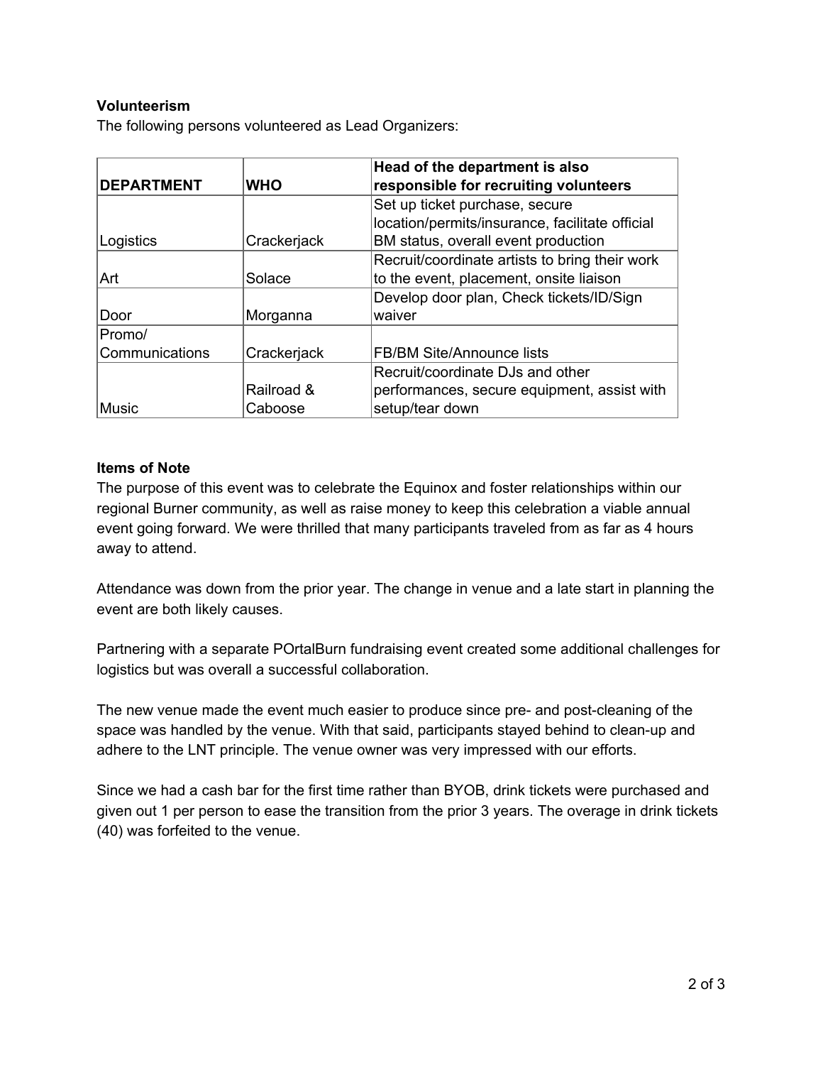**Volunteerism**

The following persons volunteered as Lead Organizers:

| DEPARTMENT | WHO | Head of the department is also responsible for recruiting volunteers |
|---|---|---|
| Logistics | Crackerjack | Set up ticket purchase, secure location/permits/insurance, facilitate official BM status, overall event production |
| Art | Solace | Recruit/coordinate artists to bring their work to the event, placement, onsite liaison |
| Door | Morganna | Develop door plan, Check tickets/ID/Sign waiver |
| Promo/ Communications | Crackerjack | FB/BM Site/Announce lists |
| Music | Railroad & Caboose | Recruit/coordinate DJs and other performances, secure equipment, assist with setup/tear down |

**Items of Note**

The purpose of this event was to celebrate the Equinox and foster relationships within our regional Burner community, as well as raise money to keep this celebration a viable annual event going forward. We were thrilled that many participants traveled from as far as 4 hours away to attend.

Attendance was down from the prior year. The change in venue and a late start in planning the event are both likely causes.

Partnering with a separate POrtalBurn fundraising event created some additional challenges for logistics but was overall a successful collaboration.

The new venue made the event much easier to produce since pre- and post-cleaning of the space was handled by the venue. With that said, participants stayed behind to clean-up and adhere to the LNT principle. The venue owner was very impressed with our efforts.

Since we had a cash bar for the first time rather than BYOB, drink tickets were purchased and given out 1 per person to ease the transition from the prior 3 years. The overage in drink tickets (40) was forfeited to the venue.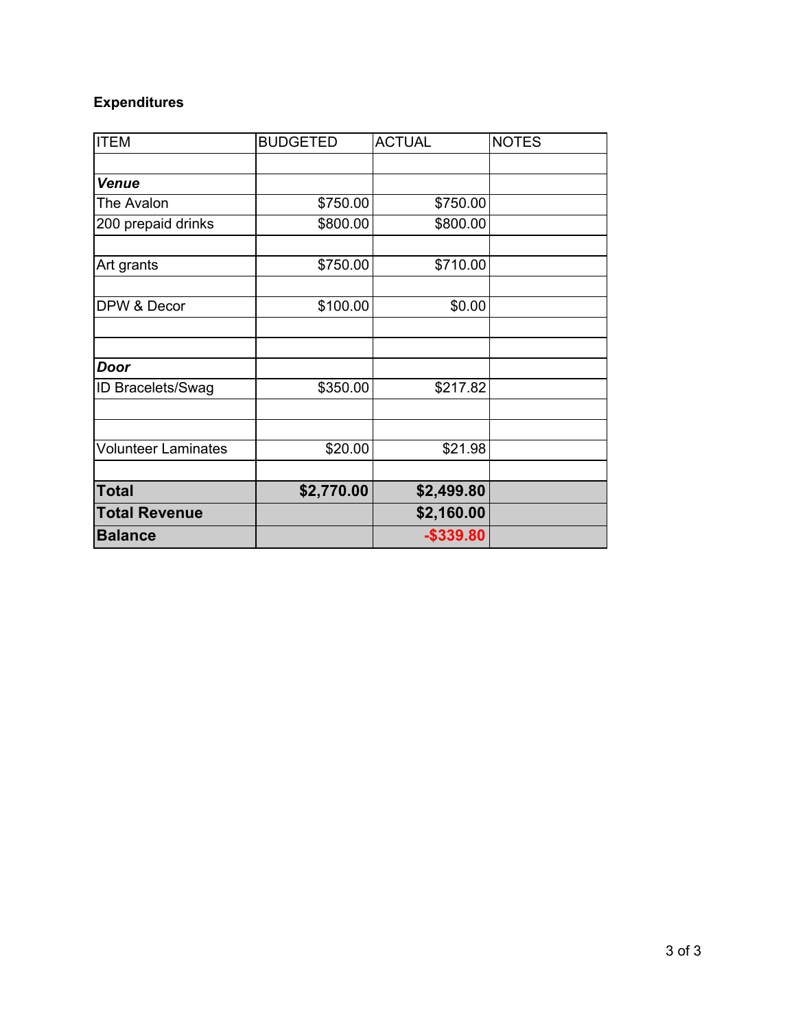**Expenditures**

| ITEM | BUDGETED | ACTUAL | NOTES |
|---|---|---|---|
| | | | |
| ***Venue*** | | | |
| The Avalon | $750.00 | $750.00 | |
| 200 prepaid drinks | $800.00 | $800.00 | |
| | | | |
| Art grants | $750.00 | $710.00 | |
| | | | |
| DPW & Decor | $100.00 | $0.00 | |
| | | | |
| | | | |
| ***Door*** | | | |
| ID Bracelets/Swag | $350.00 | $217.82 | |
| | | | |
| | | | |
| Volunteer Laminates | $20.00 | $21.98 | |
| | | | |
| **Total** | **$2,770.00** | **$2,499.80** | |
| **Total Revenue** | | **$2,160.00** | |
| **Balance** | | **-$339.80** | |